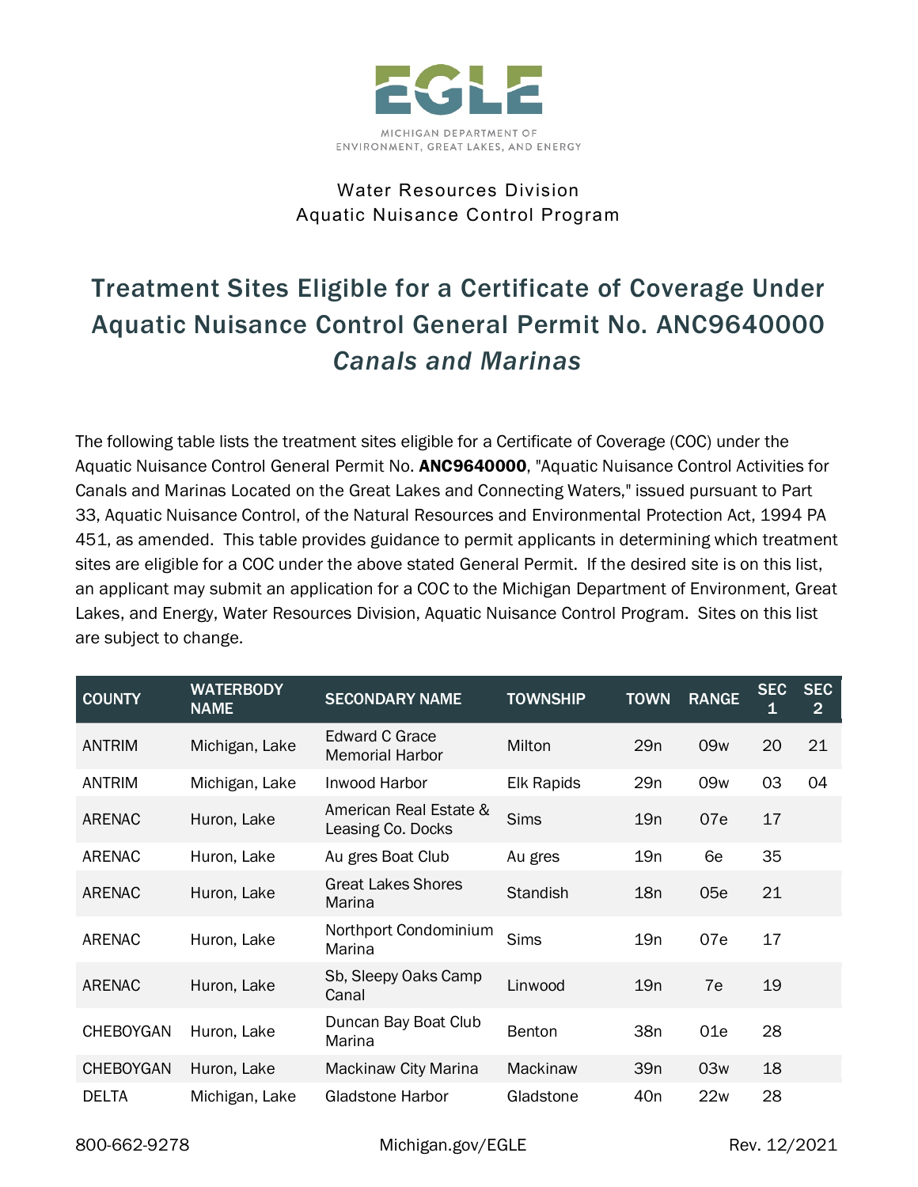EGLE

MICHIGAN DEPARTMENT OF ENVIRONMENT, GREAT LAKES, AND ENERGY

Water Resources Division
Aquatic Nuisance Control Program

# Treatment Sites Eligible for a Certificate of Coverage Under Aquatic Nuisance Control General Permit No. ANC9640000 *Canals and Marinas*

The following table lists the treatment sites eligible for a Certificate of Coverage (COC) under the Aquatic Nuisance Control General Permit No. **ANC9640000**, "Aquatic Nuisance Control Activities for Canals and Marinas Located on the Great Lakes and Connecting Waters," issued pursuant to Part 33, Aquatic Nuisance Control, of the Natural Resources and Environmental Protection Act, 1994 PA 451, as amended. This table provides guidance to permit applicants in determining which treatment sites are eligible for a COC under the above stated General Permit. If the desired site is on this list, an applicant may submit an application for a COC to the Michigan Department of Environment, Great Lakes, and Energy, Water Resources Division, Aquatic Nuisance Control Program. Sites on this list are subject to change.

| COUNTY | WATERBODY NAME | SECONDARY NAME | TOWNSHIP | TOWN | RANGE | SEC 1 | SEC 2 |
|---|---|---|---|---|---|---|---|
| ANTRIM | Michigan, Lake | Edward C Grace Memorial Harbor | Milton | 29n | 09w | 20 | 21 |
| ANTRIM | Michigan, Lake | Inwood Harbor | Elk Rapids | 29n | 09w | 03 | 04 |
| ARENAC | Huron, Lake | American Real Estate & Leasing Co. Docks | Sims | 19n | 07e | 17 | |
| ARENAC | Huron, Lake | Au gres Boat Club | Au gres | 19n | 6e | 35 | |
| ARENAC | Huron, Lake | Great Lakes Shores Marina | Standish | 18n | 05e | 21 | |
| ARENAC | Huron, Lake | Northport Condominium Marina | Sims | 19n | 07e | 17 | |
| ARENAC | Huron, Lake | Sb, Sleepy Oaks Camp Canal | Linwood | 19n | 7e | 19 | |
| CHEBOYGAN | Huron, Lake | Duncan Bay Boat Club Marina | Benton | 38n | 01e | 28 | |
| CHEBOYGAN | Huron, Lake | Mackinaw City Marina | Mackinaw | 39n | 03w | 18 | |
| DELTA | Michigan, Lake | Gladstone Harbor | Gladstone | 40n | 22w | 28 | |

800-662-9278 Michigan.gov/EGLE Rev. 12/2021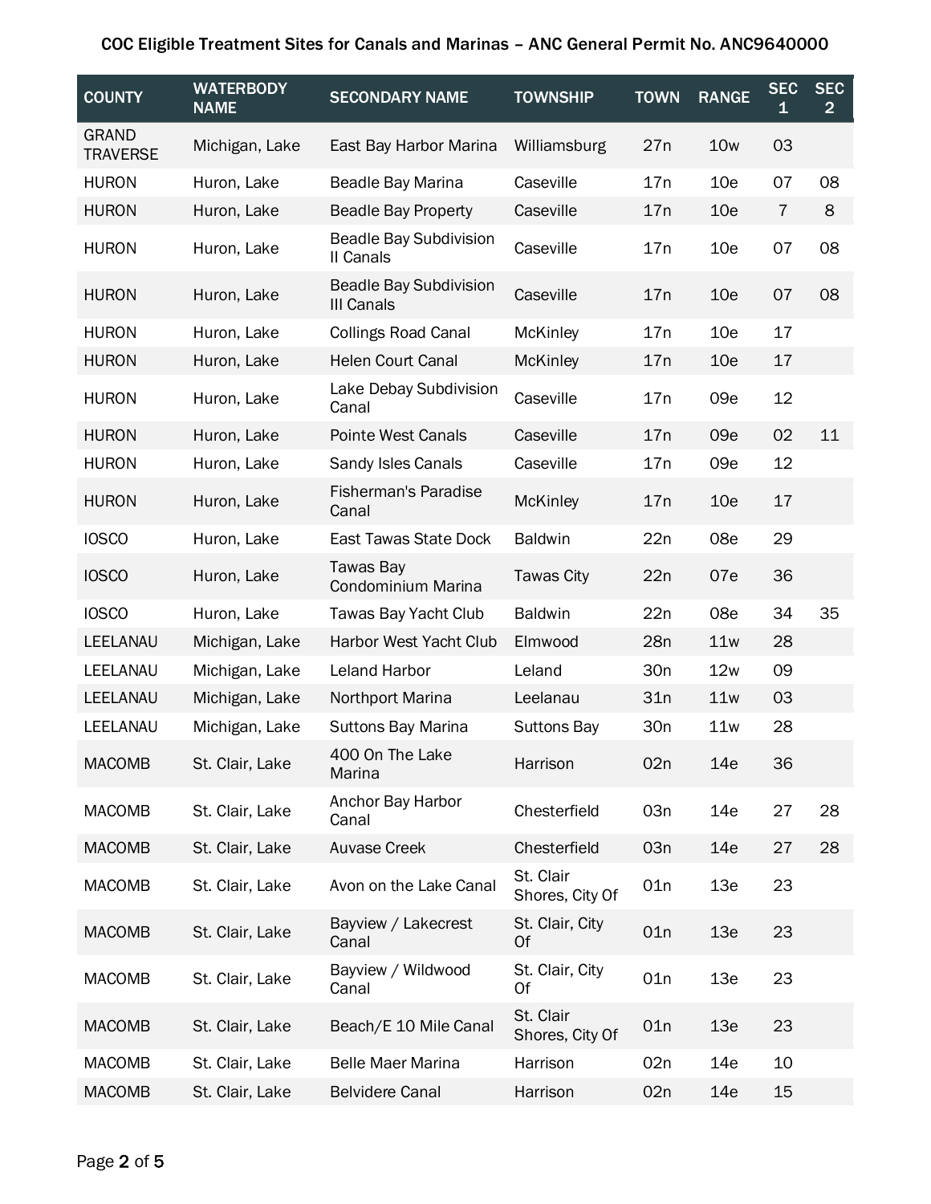# COC Eligible Treatment Sites for Canals and Marinas – ANC General Permit No. ANC9640000

| COUNTY | WATERBODY NAME | SECONDARY NAME | TOWNSHIP | TOWN | RANGE | SEC 1 | SEC 2 |
|---|---|---|---|---|---|---|---|
| GRAND TRAVERSE | Michigan, Lake | East Bay Harbor Marina | Williamsburg | 27n | 10w | 03 | |
| HURON | Huron, Lake | Beadle Bay Marina | Caseville | 17n | 10e | 07 | 08 |
| HURON | Huron, Lake | Beadle Bay Property | Caseville | 17n | 10e | 7 | 8 |
| HURON | Huron, Lake | Beadle Bay Subdivision II Canals | Caseville | 17n | 10e | 07 | 08 |
| HURON | Huron, Lake | Beadle Bay Subdivision III Canals | Caseville | 17n | 10e | 07 | 08 |
| HURON | Huron, Lake | Collings Road Canal | McKinley | 17n | 10e | 17 | |
| HURON | Huron, Lake | Helen Court Canal | McKinley | 17n | 10e | 17 | |
| HURON | Huron, Lake | Lake Debay Subdivision Canal | Caseville | 17n | 09e | 12 | |
| HURON | Huron, Lake | Pointe West Canals | Caseville | 17n | 09e | 02 | 11 |
| HURON | Huron, Lake | Sandy Isles Canals | Caseville | 17n | 09e | 12 | |
| HURON | Huron, Lake | Fisherman's Paradise Canal | McKinley | 17n | 10e | 17 | |
| IOSCO | Huron, Lake | East Tawas State Dock | Baldwin | 22n | 08e | 29 | |
| IOSCO | Huron, Lake | Tawas Bay Condominium Marina | Tawas City | 22n | 07e | 36 | |
| IOSCO | Huron, Lake | Tawas Bay Yacht Club | Baldwin | 22n | 08e | 34 | 35 |
| LEELANAU | Michigan, Lake | Harbor West Yacht Club | Elmwood | 28n | 11w | 28 | |
| LEELANAU | Michigan, Lake | Leland Harbor | Leland | 30n | 12w | 09 | |
| LEELANAU | Michigan, Lake | Northport Marina | Leelanau | 31n | 11w | 03 | |
| LEELANAU | Michigan, Lake | Suttons Bay Marina | Suttons Bay | 30n | 11w | 28 | |
| MACOMB | St. Clair, Lake | 400 On The Lake Marina | Harrison | 02n | 14e | 36 | |
| MACOMB | St. Clair, Lake | Anchor Bay Harbor Canal | Chesterfield | 03n | 14e | 27 | 28 |
| MACOMB | St. Clair, Lake | Auvase Creek | Chesterfield | 03n | 14e | 27 | 28 |
| MACOMB | St. Clair, Lake | Avon on the Lake Canal | St. Clair Shores, City Of | 01n | 13e | 23 | |
| MACOMB | St. Clair, Lake | Bayview / Lakecrest Canal | St. Clair, City Of | 01n | 13e | 23 | |
| MACOMB | St. Clair, Lake | Bayview / Wildwood Canal | St. Clair, City Of | 01n | 13e | 23 | |
| MACOMB | St. Clair, Lake | Beach/E 10 Mile Canal | St. Clair Shores, City Of | 01n | 13e | 23 | |
| MACOMB | St. Clair, Lake | Belle Maer Marina | Harrison | 02n | 14e | 10 | |
| MACOMB | St. Clair, Lake | Belvidere Canal | Harrison | 02n | 14e | 15 | |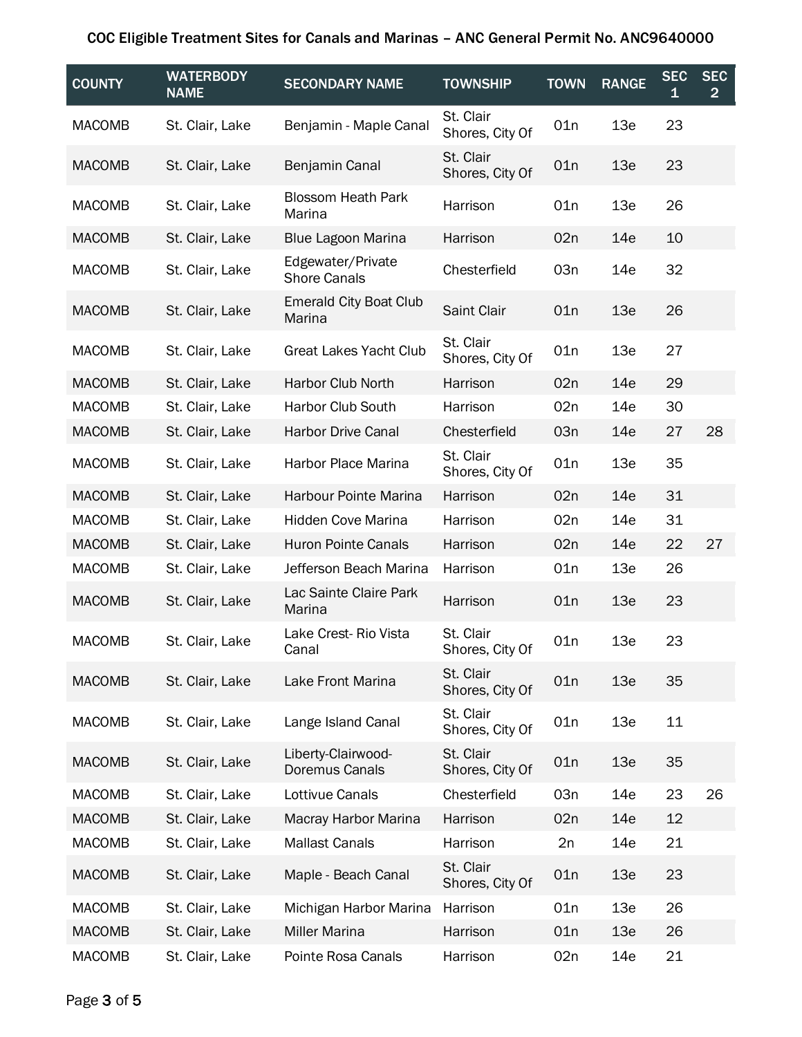# COC Eligible Treatment Sites for Canals and Marinas – ANC General Permit No. ANC9640000

| COUNTY | WATERBODY NAME | SECONDARY NAME | TOWNSHIP | TOWN | RANGE | SEC 1 | SEC 2 |
|---|---|---|---|---|---|---|---|
| MACOMB | St. Clair, Lake | Benjamin - Maple Canal | St. Clair Shores, City Of | 01n | 13e | 23 | |
| MACOMB | St. Clair, Lake | Benjamin Canal | St. Clair Shores, City Of | 01n | 13e | 23 | |
| MACOMB | St. Clair, Lake | Blossom Heath Park Marina | Harrison | 01n | 13e | 26 | |
| MACOMB | St. Clair, Lake | Blue Lagoon Marina | Harrison | 02n | 14e | 10 | |
| MACOMB | St. Clair, Lake | Edgewater/Private Shore Canals | Chesterfield | 03n | 14e | 32 | |
| MACOMB | St. Clair, Lake | Emerald City Boat Club Marina | Saint Clair | 01n | 13e | 26 | |
| MACOMB | St. Clair, Lake | Great Lakes Yacht Club | St. Clair Shores, City Of | 01n | 13e | 27 | |
| MACOMB | St. Clair, Lake | Harbor Club North | Harrison | 02n | 14e | 29 | |
| MACOMB | St. Clair, Lake | Harbor Club South | Harrison | 02n | 14e | 30 | |
| MACOMB | St. Clair, Lake | Harbor Drive Canal | Chesterfield | 03n | 14e | 27 | 28 |
| MACOMB | St. Clair, Lake | Harbor Place Marina | St. Clair Shores, City Of | 01n | 13e | 35 | |
| MACOMB | St. Clair, Lake | Harbour Pointe Marina | Harrison | 02n | 14e | 31 | |
| MACOMB | St. Clair, Lake | Hidden Cove Marina | Harrison | 02n | 14e | 31 | |
| MACOMB | St. Clair, Lake | Huron Pointe Canals | Harrison | 02n | 14e | 22 | 27 |
| MACOMB | St. Clair, Lake | Jefferson Beach Marina | Harrison | 01n | 13e | 26 | |
| MACOMB | St. Clair, Lake | Lac Sainte Claire Park Marina | Harrison | 01n | 13e | 23 | |
| MACOMB | St. Clair, Lake | Lake Crest- Rio Vista Canal | St. Clair Shores, City Of | 01n | 13e | 23 | |
| MACOMB | St. Clair, Lake | Lake Front Marina | St. Clair Shores, City Of | 01n | 13e | 35 | |
| MACOMB | St. Clair, Lake | Lange Island Canal | St. Clair Shores, City Of | 01n | 13e | 11 | |
| MACOMB | St. Clair, Lake | Liberty-Clairwood-Doremus Canals | St. Clair Shores, City Of | 01n | 13e | 35 | |
| MACOMB | St. Clair, Lake | Lottivue Canals | Chesterfield | 03n | 14e | 23 | 26 |
| MACOMB | St. Clair, Lake | Macray Harbor Marina | Harrison | 02n | 14e | 12 | |
| MACOMB | St. Clair, Lake | Mallast Canals | Harrison | 2n | 14e | 21 | |
| MACOMB | St. Clair, Lake | Maple - Beach Canal | St. Clair Shores, City Of | 01n | 13e | 23 | |
| MACOMB | St. Clair, Lake | Michigan Harbor Marina | Harrison | 01n | 13e | 26 | |
| MACOMB | St. Clair, Lake | Miller Marina | Harrison | 01n | 13e | 26 | |
| MACOMB | St. Clair, Lake | Pointe Rosa Canals | Harrison | 02n | 14e | 21 | |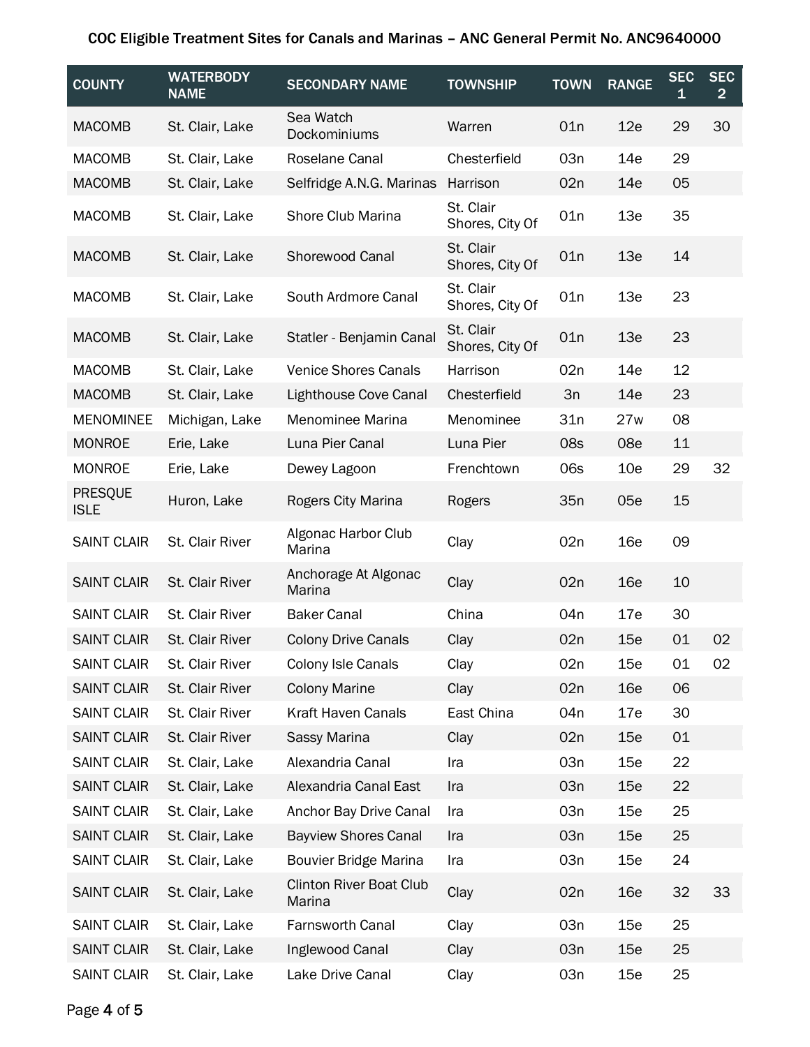COC Eligible Treatment Sites for Canals and Marinas – ANC General Permit No. ANC9640000

| COUNTY | WATERBODY NAME | SECONDARY NAME | TOWNSHIP | TOWN | RANGE | SEC 1 | SEC 2 |
|---|---|---|---|---|---|---|---|
| MACOMB | St. Clair, Lake | Sea Watch Dockominiums | Warren | 01n | 12e | 29 | 30 |
| MACOMB | St. Clair, Lake | Roselane Canal | Chesterfield | 03n | 14e | 29 | |
| MACOMB | St. Clair, Lake | Selfridge A.N.G. Marinas | Harrison | 02n | 14e | 05 | |
| MACOMB | St. Clair, Lake | Shore Club Marina | St. Clair Shores, City Of | 01n | 13e | 35 | |
| MACOMB | St. Clair, Lake | Shorewood Canal | St. Clair Shores, City Of | 01n | 13e | 14 | |
| MACOMB | St. Clair, Lake | South Ardmore Canal | St. Clair Shores, City Of | 01n | 13e | 23 | |
| MACOMB | St. Clair, Lake | Statler - Benjamin Canal | St. Clair Shores, City Of | 01n | 13e | 23 | |
| MACOMB | St. Clair, Lake | Venice Shores Canals | Harrison | 02n | 14e | 12 | |
| MACOMB | St. Clair, Lake | Lighthouse Cove Canal | Chesterfield | 3n | 14e | 23 | |
| MENOMINEE | Michigan, Lake | Menominee Marina | Menominee | 31n | 27w | 08 | |
| MONROE | Erie, Lake | Luna Pier Canal | Luna Pier | 08s | 08e | 11 | |
| MONROE | Erie, Lake | Dewey Lagoon | Frenchtown | 06s | 10e | 29 | 32 |
| PRESQUE ISLE | Huron, Lake | Rogers City Marina | Rogers | 35n | 05e | 15 | |
| SAINT CLAIR | St. Clair River | Algonac Harbor Club Marina | Clay | 02n | 16e | 09 | |
| SAINT CLAIR | St. Clair River | Anchorage At Algonac Marina | Clay | 02n | 16e | 10 | |
| SAINT CLAIR | St. Clair River | Baker Canal | China | 04n | 17e | 30 | |
| SAINT CLAIR | St. Clair River | Colony Drive Canals | Clay | 02n | 15e | 01 | 02 |
| SAINT CLAIR | St. Clair River | Colony Isle Canals | Clay | 02n | 15e | 01 | 02 |
| SAINT CLAIR | St. Clair River | Colony Marine | Clay | 02n | 16e | 06 | |
| SAINT CLAIR | St. Clair River | Kraft Haven Canals | East China | 04n | 17e | 30 | |
| SAINT CLAIR | St. Clair River | Sassy Marina | Clay | 02n | 15e | 01 | |
| SAINT CLAIR | St. Clair, Lake | Alexandria Canal | Ira | 03n | 15e | 22 | |
| SAINT CLAIR | St. Clair, Lake | Alexandria Canal East | Ira | 03n | 15e | 22 | |
| SAINT CLAIR | St. Clair, Lake | Anchor Bay Drive Canal | Ira | 03n | 15e | 25 | |
| SAINT CLAIR | St. Clair, Lake | Bayview Shores Canal | Ira | 03n | 15e | 25 | |
| SAINT CLAIR | St. Clair, Lake | Bouvier Bridge Marina | Ira | 03n | 15e | 24 | |
| SAINT CLAIR | St. Clair, Lake | Clinton River Boat Club Marina | Clay | 02n | 16e | 32 | 33 |
| SAINT CLAIR | St. Clair, Lake | Farnsworth Canal | Clay | 03n | 15e | 25 | |
| SAINT CLAIR | St. Clair, Lake | Inglewood Canal | Clay | 03n | 15e | 25 | |
| SAINT CLAIR | St. Clair, Lake | Lake Drive Canal | Clay | 03n | 15e | 25 | |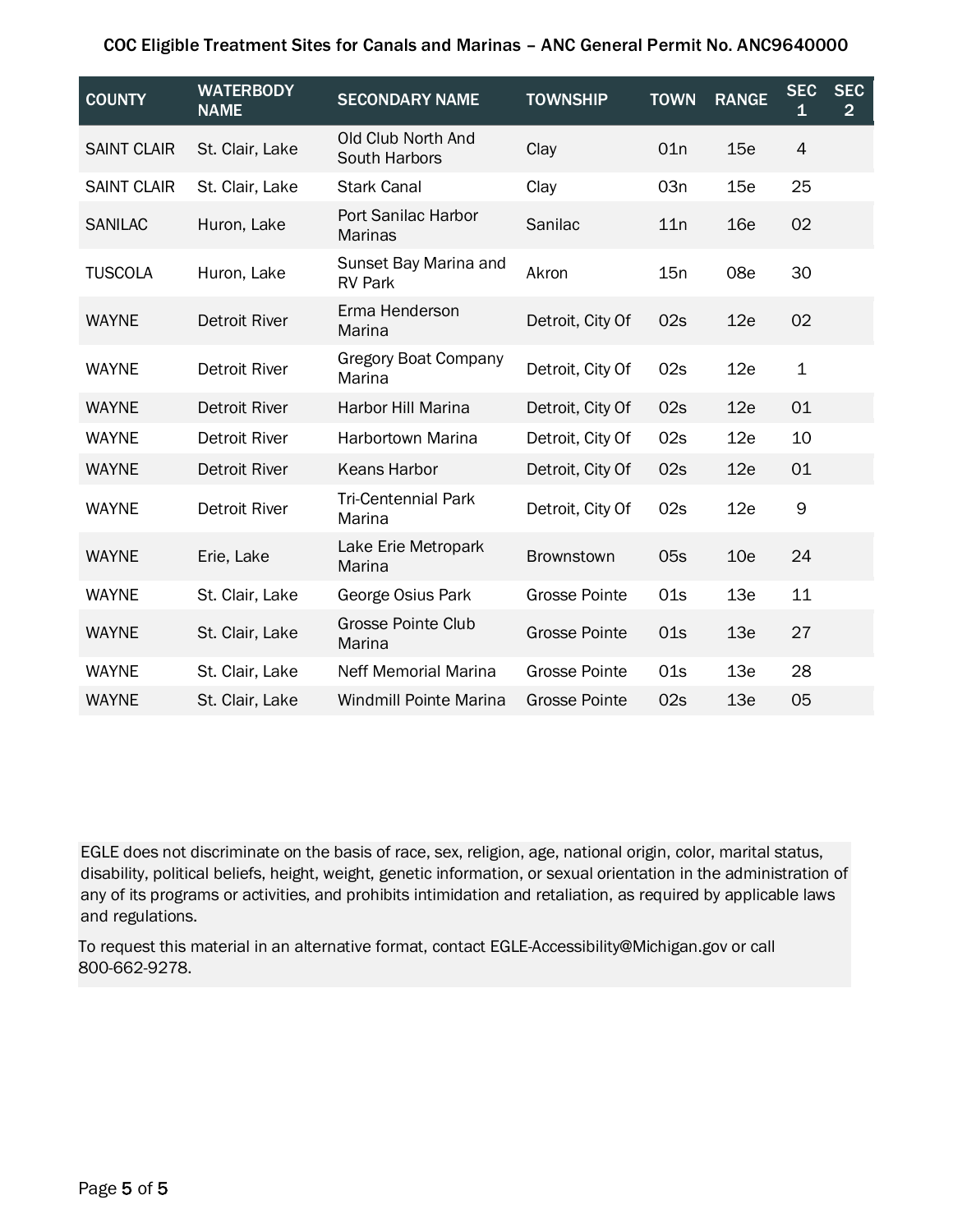COC Eligible Treatment Sites for Canals and Marinas – ANC General Permit No. ANC9640000

| COUNTY | WATERBODY NAME | SECONDARY NAME | TOWNSHIP | TOWN | RANGE | SEC 1 | SEC 2 |
|---|---|---|---|---|---|---|---|
| SAINT CLAIR | St. Clair, Lake | Old Club North And South Harbors | Clay | 01n | 15e | 4 | |
| SAINT CLAIR | St. Clair, Lake | Stark Canal | Clay | 03n | 15e | 25 | |
| SANILAC | Huron, Lake | Port Sanilac Harbor Marinas | Sanilac | 11n | 16e | 02 | |
| TUSCOLA | Huron, Lake | Sunset Bay Marina and RV Park | Akron | 15n | 08e | 30 | |
| WAYNE | Detroit River | Erma Henderson Marina | Detroit, City Of | 02s | 12e | 02 | |
| WAYNE | Detroit River | Gregory Boat Company Marina | Detroit, City Of | 02s | 12e | 1 | |
| WAYNE | Detroit River | Harbor Hill Marina | Detroit, City Of | 02s | 12e | 01 | |
| WAYNE | Detroit River | Harbortown Marina | Detroit, City Of | 02s | 12e | 10 | |
| WAYNE | Detroit River | Keans Harbor | Detroit, City Of | 02s | 12e | 01 | |
| WAYNE | Detroit River | Tri-Centennial Park Marina | Detroit, City Of | 02s | 12e | 9 | |
| WAYNE | Erie, Lake | Lake Erie Metropark Marina | Brownstown | 05s | 10e | 24 | |
| WAYNE | St. Clair, Lake | George Osius Park | Grosse Pointe | 01s | 13e | 11 | |
| WAYNE | St. Clair, Lake | Grosse Pointe Club Marina | Grosse Pointe | 01s | 13e | 27 | |
| WAYNE | St. Clair, Lake | Neff Memorial Marina | Grosse Pointe | 01s | 13e | 28 | |
| WAYNE | St. Clair, Lake | Windmill Pointe Marina | Grosse Pointe | 02s | 13e | 05 | |

EGLE does not discriminate on the basis of race, sex, religion, age, national origin, color, marital status, disability, political beliefs, height, weight, genetic information, or sexual orientation in the administration of any of its programs or activities, and prohibits intimidation and retaliation, as required by applicable laws and regulations.

To request this material in an alternative format, contact EGLE-Accessibility@Michigan.gov or call 800-662-9278.